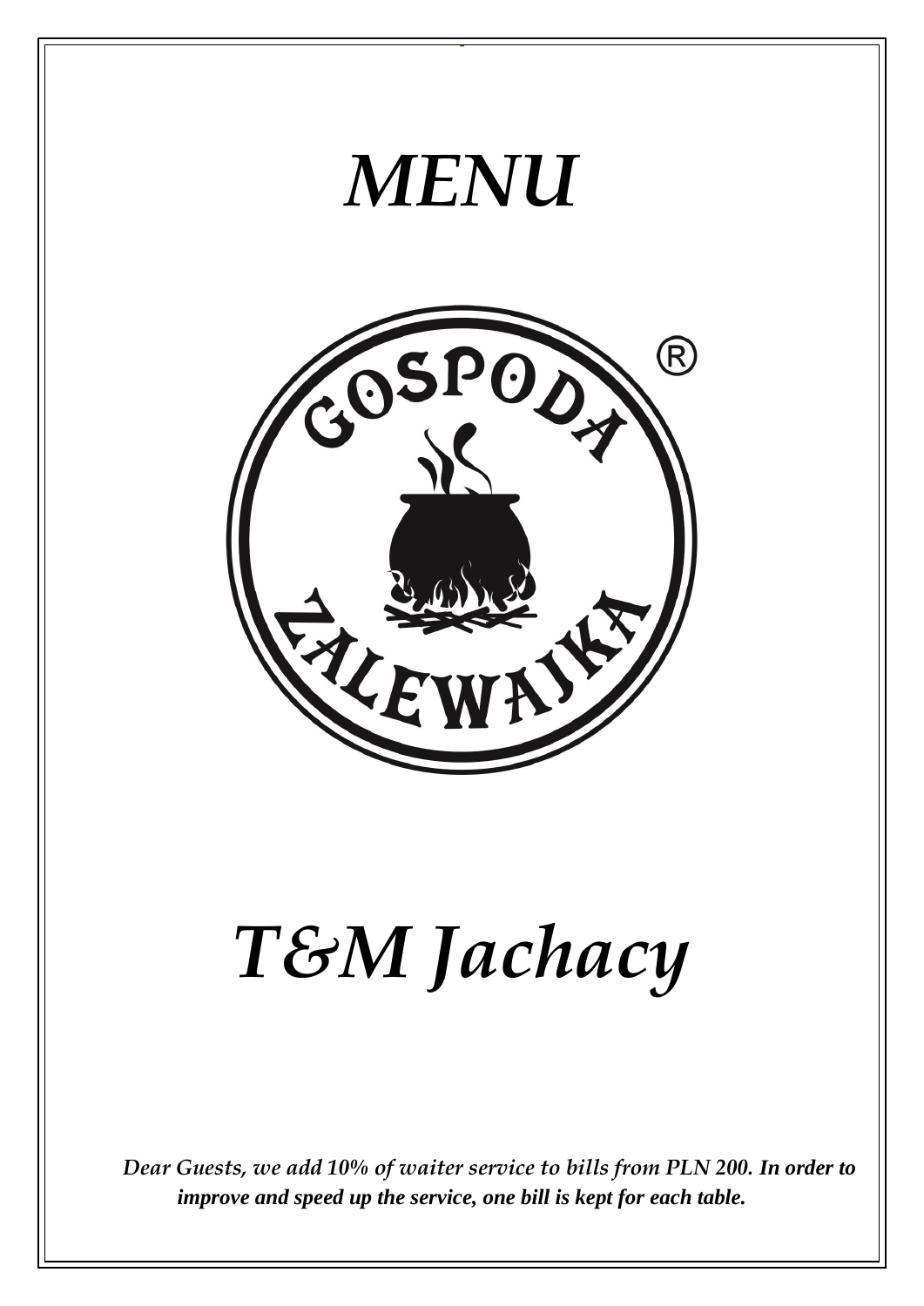# *MENU*

# *T&M Jachacy*

*Dear Guests, we add 10% of waiter service to bills from PLN 200.* ***In order to improve and speed up the service, one bill is kept for each table.***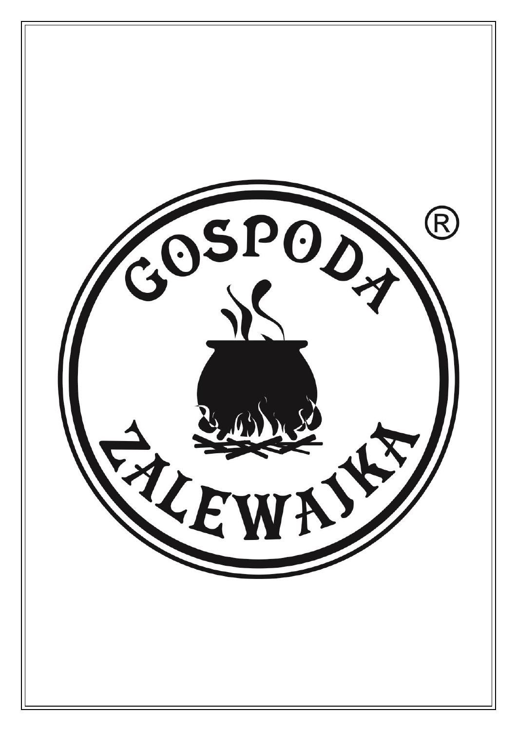GOSPODA

ZALEWAJKA

®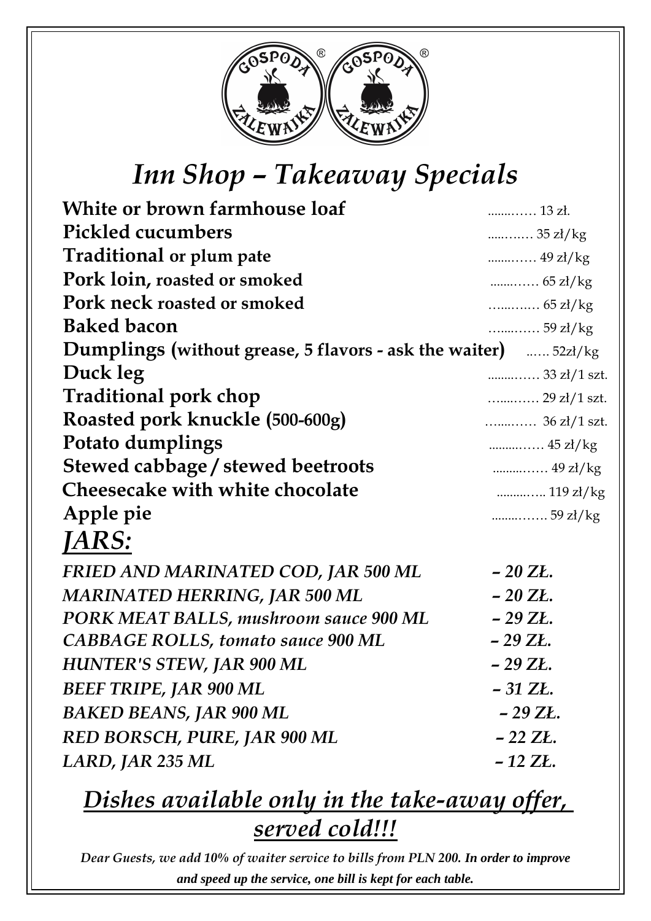GOSPODA® ZALEWAJKA GOSPODA® ZALEWAJKA

# *Inn Shop – Takeaway Specials*

| | |
|---|---|
| **White or brown farmhouse loaf** | ……..…… 13 zł. |
| **Pickled cucumbers** | ……..…… 35 zł/kg |
| **Traditional or plum pate** | ……..…… 49 zł/kg |
| **Pork loin, roasted or smoked** | ……..…… 65 zł/kg |
| **Pork neck roasted or smoked** | ……..…… 65 zł/kg |
| **Baked bacon** | ……..…… 59 zł/kg |
| **Dumplings (without grease, 5 flavors - ask the waiter)** | …… 52zł/kg |
| **Duck leg** | ……..…… 33 zł/1 szt. |
| **Traditional pork chop** | ……..…… 29 zł/1 szt. |
| **Roasted pork knuckle (500-600g)** | ……..…… 36 zł/1 szt. |
| **Potato dumplings** | ……..…… 45 zł/kg |
| **Stewed cabbage / stewed beetroots** | ……..…… 49 zł/kg |
| **Cheesecake with white chocolate** | ……..….. 119 zł/kg |
| **Apple pie** | ……..……. 59 zł/kg |

## *JARS:*

| | |
|---|---|
| *FRIED AND MARINATED COD, JAR 500 ML* | *– 20 ZŁ.* |
| *MARINATED HERRING, JAR 500 ML* | *– 20 ZŁ.* |
| *PORK MEAT BALLS, mushroom sauce 900 ML* | *– 29 ZŁ.* |
| *CABBAGE ROLLS, tomato sauce 900 ML* | *– 29 ZŁ.* |
| *HUNTER'S STEW, JAR 900 ML* | *– 29 ZŁ.* |
| *BEEF TRIPE, JAR 900 ML* | *– 31 ZŁ.* |
| *BAKED BEANS, JAR 900 ML* | *– 29 ZŁ.* |
| *RED BORSCH, PURE, JAR 900 ML* | *– 22 ZŁ.* |
| *LARD, JAR 235 ML* | *– 12 ZŁ.* |

## *Dishes available only in the take-away offer, served cold!!!*

***Dear Guests, we add 10% of waiter service to bills from PLN 200. In order to improve and speed up the service, one bill is kept for each table.***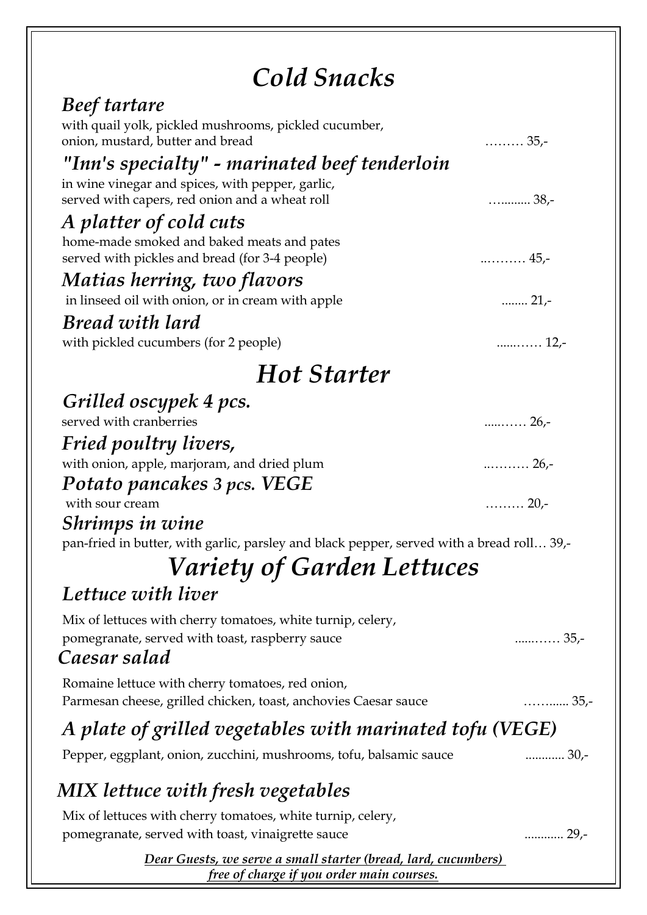# Cold Snacks

### Beef tartare

with quail yolk, pickled mushrooms, pickled cucumber,
onion, mustard, butter and bread ……… 35,-

### "Inn's specialty" - marinated beef tenderloin

in wine vinegar and spices, with pepper, garlic,
served with capers, red onion and a wheat roll …......... 38,-

### A platter of cold cuts

home-made smoked and baked meats and pates
served with pickles and bread (for 3-4 people) ...……… 45,-

### Matias herring, two flavors

in linseed oil with onion, or in cream with apple ........ 21,-

### Bread with lard

with pickled cucumbers (for 2 people) ......…… 12,-

# Hot Starter

### Grilled oscypek 4 pcs.

served with cranberries .....…… 26,-

### Fried poultry livers,

with onion, apple, marjoram, and dried plum ..……… 26,-

### Potato pancakes 3 pcs. VEGE

with sour cream ……… 20,-

### Shrimps in wine

pan-fried in butter, with garlic, parsley and black pepper, served with a bread roll… 39,-

# Variety of Garden Lettuces

### Lettuce with liver

Mix of lettuces with cherry tomatoes, white turnip, celery,
pomegranate, served with toast, raspberry sauce ......…… 35,-

### Caesar salad

Romaine lettuce with cherry tomatoes, red onion,
Parmesan cheese, grilled chicken, toast, anchovies Caesar sauce ……...... 35,-

### A plate of grilled vegetables with marinated tofu (VEGE)

Pepper, eggplant, onion, zucchini, mushrooms, tofu, balsamic sauce ............ 30,-

### MIX lettuce with fresh vegetables

Mix of lettuces with cherry tomatoes, white turnip, celery,
pomegranate, served with toast, vinaigrette sauce ............ 29,-

***Dear Guests, we serve a small starter (bread, lard, cucumbers) free of charge if you order main courses.***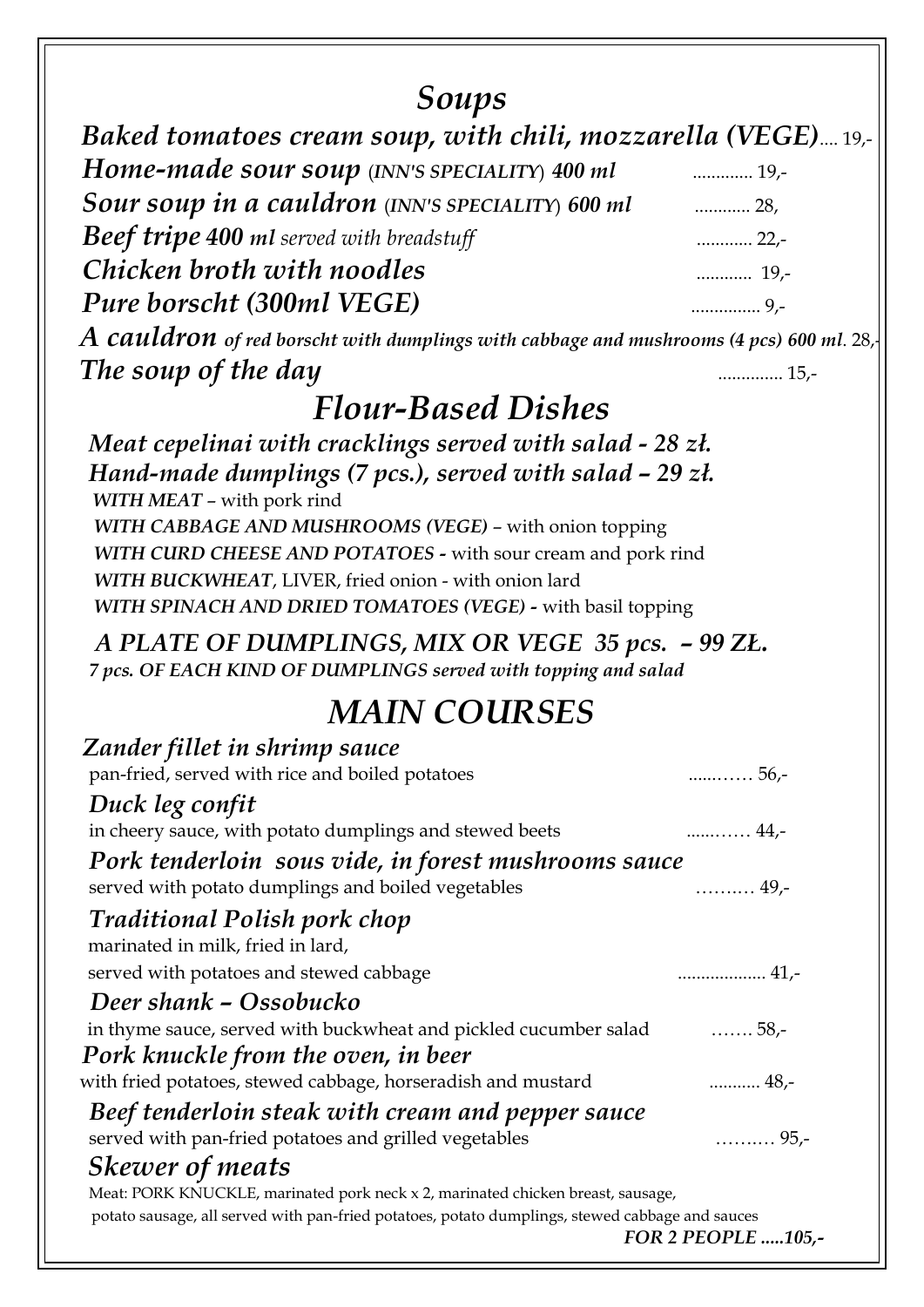## *Soups*

***Baked tomatoes cream soup, with chili, mozzarella (VEGE)***.... 19,-

***Home-made sour soup** (INN'S SPECIALITY) **400 ml*** ............. 19,-

***Sour soup in a cauldron** (INN'S SPECIALITY) **600 ml*** ............ 28,

***Beef tripe 400 ml** served with breadstuff* ............ 22,-

***Chicken broth with noodles*** ............ 19,-

***Pure borscht (300ml VEGE)*** ............... 9,-

***A cauldron** of red borscht with dumplings with cabbage and mushrooms (4 pcs) 600 ml*. 28,-

***The soup of the day*** .............. 15,-

## *Flour-Based Dishes*

***Meat cepelinai with cracklings served with salad - 28 zł.***

***Hand-made dumplings (7 pcs.), served with salad – 29 zł.***

- ***WITH MEAT*** – with pork rind
- ***WITH CABBAGE AND MUSHROOMS (VEGE)*** – with onion topping
- ***WITH CURD CHEESE AND POTATOES -*** with sour cream and pork rind
- ***WITH BUCKWHEAT***, LIVER, fried onion - with onion lard
- ***WITH SPINACH AND DRIED TOMATOES (VEGE) -*** with basil topping

***A PLATE OF DUMPLINGS, MIX OR VEGE 35 pcs. – 99 ZŁ.***

***7 pcs. OF EACH KIND OF DUMPLINGS served with topping and salad***

## *MAIN COURSES*

***Zander fillet in shrimp sauce***
pan-fried, served with rice and boiled potatoes ......…… 56,-

***Duck leg confit***
in cheery sauce, with potato dumplings and stewed beets ......…… 44,-

***Pork tenderloin sous vide, in forest mushrooms sauce***
served with potato dumplings and boiled vegetables ……..… 49,-

***Traditional Polish pork chop***
marinated in milk, fried in lard,
served with potatoes and stewed cabbage ................... 41,-

***Deer shank – Ossobucko***
in thyme sauce, served with buckwheat and pickled cucumber salad ……. 58,-

***Pork knuckle from the oven, in beer***
with fried potatoes, stewed cabbage, horseradish and mustard ........... 48,-

***Beef tenderloin steak with cream and pepper sauce***
served with pan-fried potatoes and grilled vegetables ……..… 95,-

***Skewer of meats***
Meat: PORK KNUCKLE, marinated pork neck x 2, marinated chicken breast, sausage,
potato sausage, all served with pan-fried potatoes, potato dumplings, stewed cabbage and sauces

***FOR 2 PEOPLE .....105,-***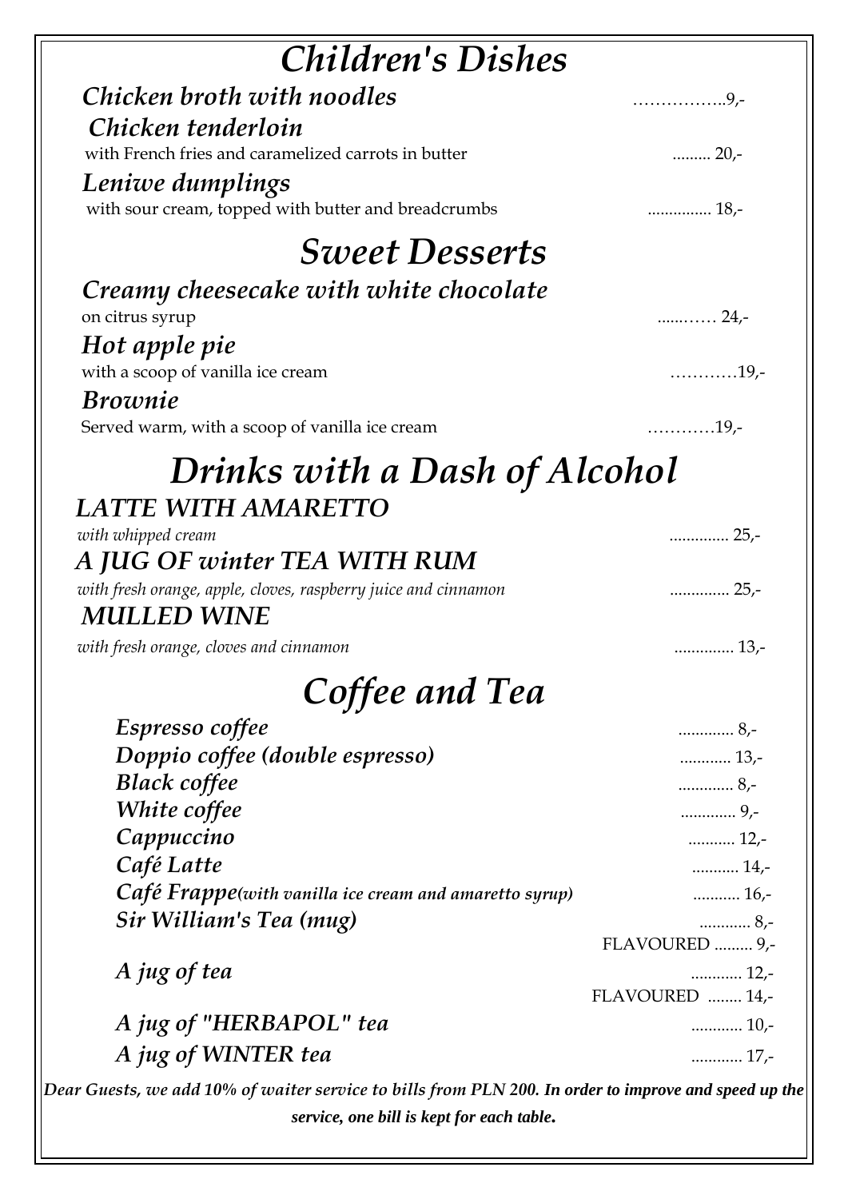# Children's Dishes

***Chicken broth with noodles*** ……………..9,-

***Chicken tenderloin***
with French fries and caramelized carrots in butter ......... 20,-

***Leniwe dumplings***
with sour cream, topped with butter and breadcrumbs ............... 18,-

# Sweet Desserts

***Creamy cheesecake with white chocolate***
on citrus syrup ......…… 24,-

***Hot apple pie***
with a scoop of vanilla ice cream …………19,-

***Brownie***
Served warm, with a scoop of vanilla ice cream …………19,-

# Drinks with a Dash of Alcohol

***LATTE WITH AMARETTO***
*with whipped cream* .............. 25,-

***A JUG OF winter TEA WITH RUM***
*with fresh orange, apple, cloves, raspberry juice and cinnamon* .............. 25,-

***MULLED WINE***
*with fresh orange, cloves and cinnamon* .............. 13,-

# Coffee and Tea

***Espresso coffee*** ............. 8,-
***Doppio coffee (double espresso)*** ............ 13,-
***Black coffee*** ............. 8,-
***White coffee*** ............. 9,-
***Cappuccino*** ........... 12,-
***Café Latte*** ........... 14,-
***Café Frappe****(with vanilla ice cream and amaretto syrup)* ........... 16,-
***Sir William's Tea (mug)*** ............ 8,-
FLAVOURED ......... 9,-
***A jug of tea*** ............ 12,-
FLAVOURED ........ 14,-
***A jug of "HERBAPOL" tea*** ............ 10,-
***A jug of WINTER tea*** ............ 17,-

***Dear Guests, we add 10% of waiter service to bills from PLN 200. In order to improve and speed up the service, one bill is kept for each table.***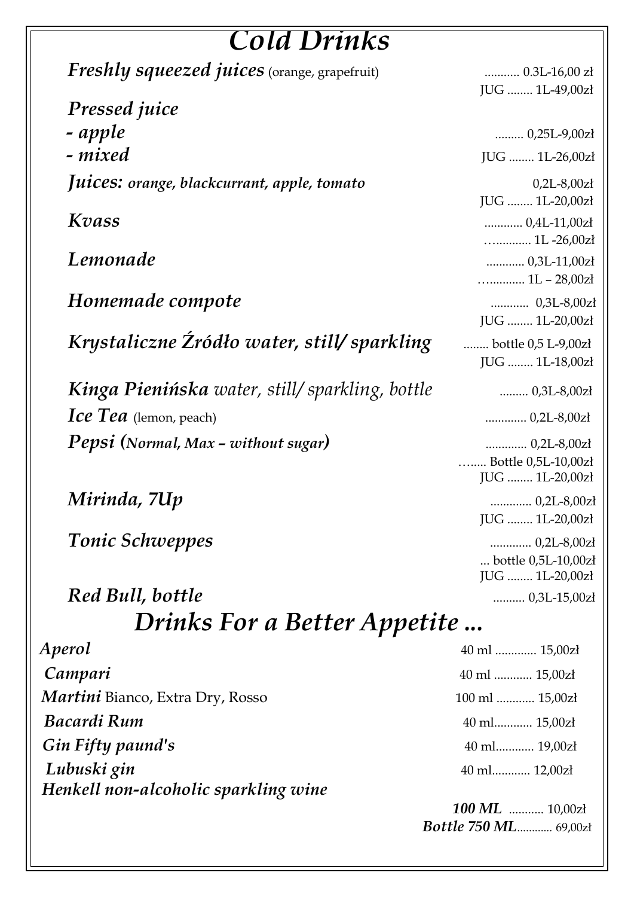# *Cold Drinks*

| | |
|---|---|
| ***Freshly squeezed juices*** (orange, grapefruit) | ........... 0.3L-16,00 zł<br>JUG ........ 1L-49,00zł |
| ***Pressed juice*** | |
| ***- apple*** | ......... 0,25L-9,00zł |
| ***- mixed*** | JUG ........ 1L-26,00zł |
| ***Juices:*** ***orange, blackcurrant, apple, tomato*** | 0,2L-8,00zł<br>JUG ........ 1L-20,00zł |
| ***Kvass*** | ............ 0,4L-11,00zł<br>…........... 1L -26,00zł |
| ***Lemonade*** | ............ 0,3L-11,00zł<br>…........... 1L – 28,00zł |
| ***Homemade compote*** | ............ 0,3L-8,00zł<br>JUG ........ 1L-20,00zł |
| ***Krystaliczne Źródło water, still/ sparkling*** | ........ bottle 0,5 L-9,00zł<br>JUG ........ 1L-18,00zł |
| ***Kinga Pienińska*** *water, still/ sparkling, bottle* | ......... 0,3L-8,00zł |
| ***Ice Tea*** (lemon, peach) | ............. 0,2L-8,00zł |
| ***Pepsi (Normal, Max – without sugar)*** | ............. 0,2L-8,00zł<br>…..... Bottle 0,5L-10,00zł<br>JUG ........ 1L-20,00zł |
| ***Mirinda, 7Up*** | ............. 0,2L-8,00zł<br>JUG ........ 1L-20,00zł |
| ***Tonic Schweppes*** | ............. 0,2L-8,00zł<br>... bottle 0,5L-10,00zł<br>JUG ........ 1L-20,00zł |
| ***Red Bull, bottle*** | .......... 0,3L-15,00zł |

# *Drinks For a Better Appetite ...*

| | |
|---|---|
| ***Aperol*** | 40 ml ............. 15,00zł |
| ***Campari*** | 40 ml ............ 15,00zł |
| ***Martini*** Bianco, Extra Dry, Rosso | 100 ml ............ 15,00zł |
| ***Bacardi Rum*** | 40 ml............ 15,00zł |
| ***Gin Fifty paund's*** | 40 ml............ 19,00zł |
| ***Lubuski gin*** | 40 ml............ 12,00zł |
| ***Henkell non-alcoholic sparkling wine*** | ***100 ML*** ........... 10,00zł<br>***Bottle 750 ML***............ 69,00zł |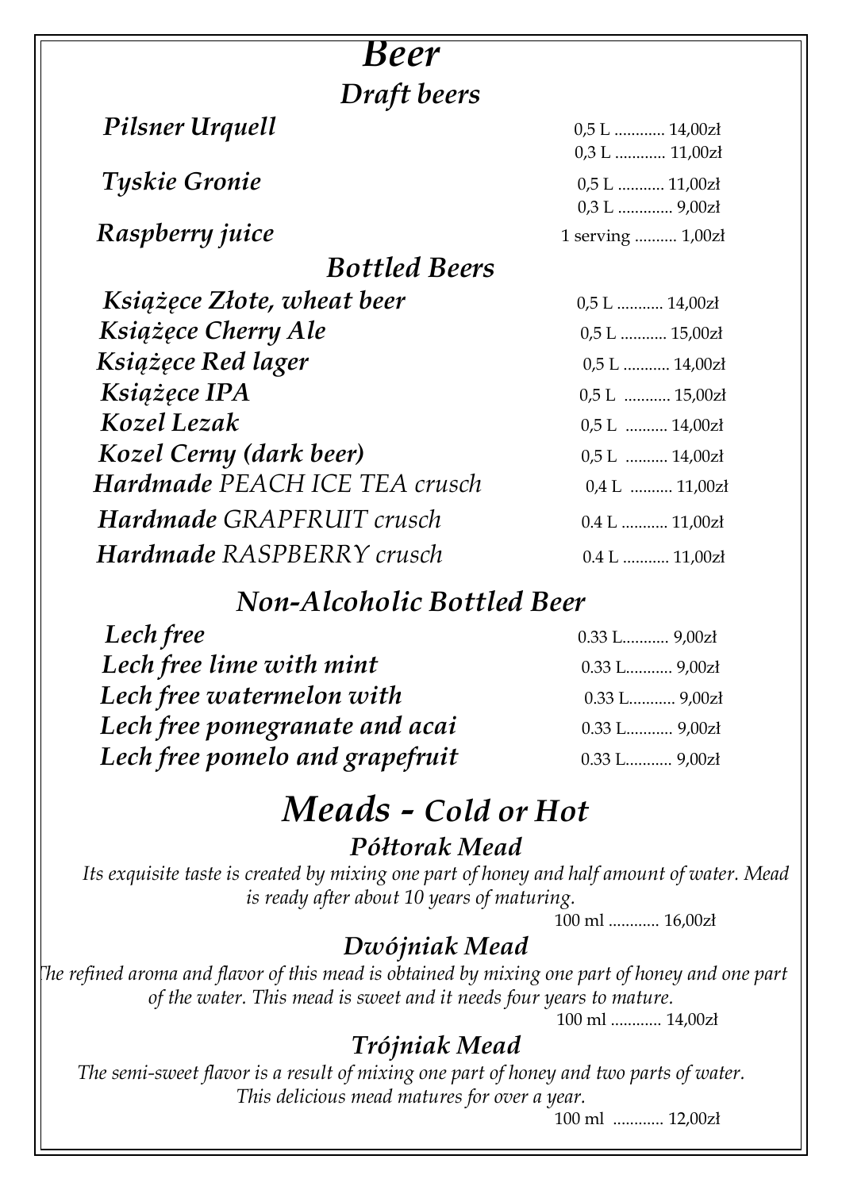# *Beer*

## *Draft beers*

***Pilsner Urquell***
0,5 L ............ 14,00zł
0,3 L ............ 11,00zł

***Tyskie Gronie***
0,5 L ........... 11,00zł
0,3 L ............ 9,00zł

***Raspberry juice***
1 serving .......... 1,00zł

## *Bottled Beers*

***Książęce Złote, wheat beer*** 0,5 L ........... 14,00zł

***Książęce Cherry Ale*** 0,5 L ........... 15,00zł

***Książęce Red lager*** 0,5 L ........... 14,00zł

***Książęce IPA*** 0,5 L ........... 15,00zł

***Kozel Lezak*** 0,5 L .......... 14,00zł

***Kozel Cerny (dark beer)*** 0,5 L .......... 14,00zł

***Hardmade*** *PEACH ICE TEA crusch* 0,4 L .......... 11,00zł

***Hardmade*** *GRAPFRUIT crusch* 0.4 L ........... 11,00zł

***Hardmade*** *RASPBERRY crusch* 0.4 L ........... 11,00zł

## *Non-Alcoholic Bottled Beer*

***Lech free*** 0.33 L........... 9,00zł

***Lech free lime with mint*** 0.33 L........... 9,00zł

***Lech free watermelon with*** 0.33 L........... 9,00zł

***Lech free pomegranate and acai*** 0.33 L........... 9,00zł

***Lech free pomelo and grapefruit*** 0.33 L........... 9,00zł

# *Meads - Cold or Hot*

## *Półtorak Mead*

*Its exquisite taste is created by mixing one part of honey and half amount of water. Mead is ready after about 10 years of maturing.*

100 ml ............ 16,00zł

## *Dwójniak Mead*

*The refined aroma and flavor of this mead is obtained by mixing one part of honey and one part of the water. This mead is sweet and it needs four years to mature.*

100 ml ............ 14,00zł

## *Trójniak Mead*

*The semi-sweet flavor is a result of mixing one part of honey and two parts of water. This delicious mead matures for over a year.*

100 ml ............ 12,00zł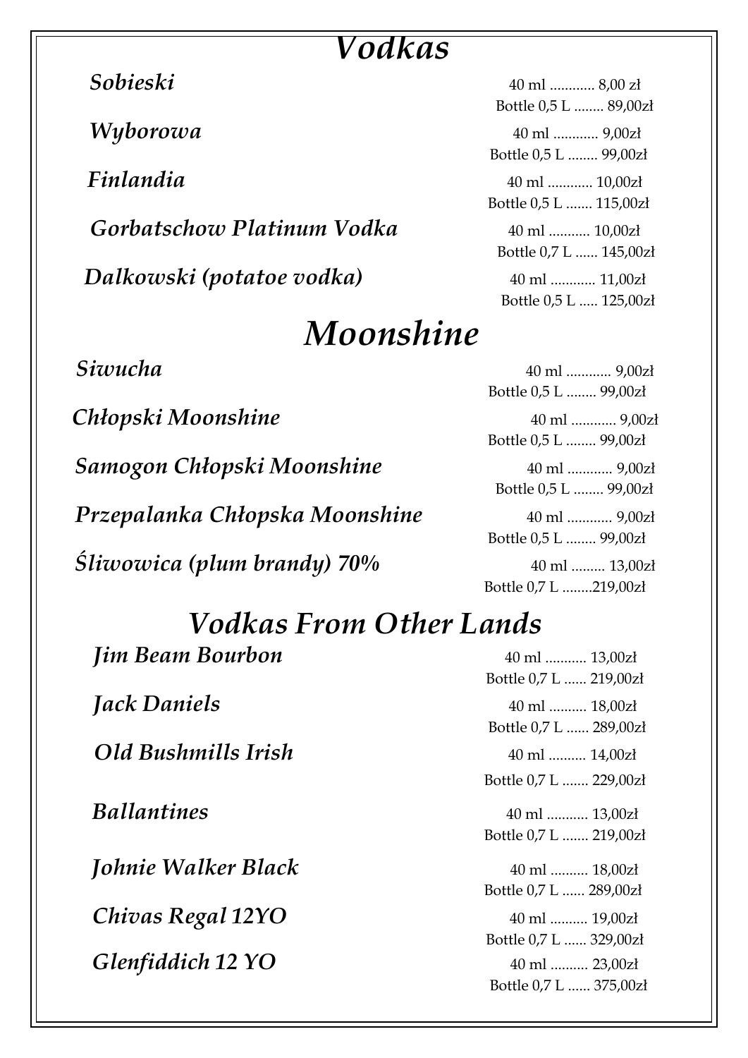# *Vodkas*

***Sobieski***
40 ml ............ 8,00 zł
Bottle 0,5 L ........ 89,00zł

***Wyborowa***
40 ml ............ 9,00zł
Bottle 0,5 L ........ 99,00zł

***Finlandia***
40 ml ............ 10,00zł
Bottle 0,5 L ....... 115,00zł

***Gorbatschow Platinum Vodka***
40 ml ........... 10,00zł
Bottle 0,7 L ...... 145,00zł

***Dalkowski (potatoe vodka)***
40 ml ............ 11,00zł
Bottle 0,5 L ..... 125,00zł

# *Moonshine*

***Siwucha***
40 ml ............ 9,00zł
Bottle 0,5 L ........ 99,00zł

***Chłopski Moonshine***
40 ml ............ 9,00zł
Bottle 0,5 L ........ 99,00zł

***Samogon Chłopski Moonshine***
40 ml ............ 9,00zł
Bottle 0,5 L ........ 99,00zł

***Przepalanka Chłopska Moonshine***
40 ml ............ 9,00zł
Bottle 0,5 L ........ 99,00zł

***Śliwowica (plum brandy) 70%***
40 ml ......... 13,00zł
Bottle 0,7 L ........219,00zł

# *Vodkas From Other Lands*

***Jim Beam Bourbon***
40 ml ........... 13,00zł
Bottle 0,7 L ...... 219,00zł

***Jack Daniels***
40 ml .......... 18,00zł
Bottle 0,7 L ...... 289,00zł

***Old Bushmills Irish***
40 ml .......... 14,00zł
Bottle 0,7 L ....... 229,00zł

***Ballantines***
40 ml ........... 13,00zł
Bottle 0,7 L ....... 219,00zł

***Johnie Walker Black***
40 ml .......... 18,00zł
Bottle 0,7 L ...... 289,00zł

***Chivas Regal 12YO***
40 ml .......... 19,00zł
Bottle 0,7 L ...... 329,00zł

***Glenfiddich 12 YO***
40 ml .......... 23,00zł
Bottle 0,7 L ...... 375,00zł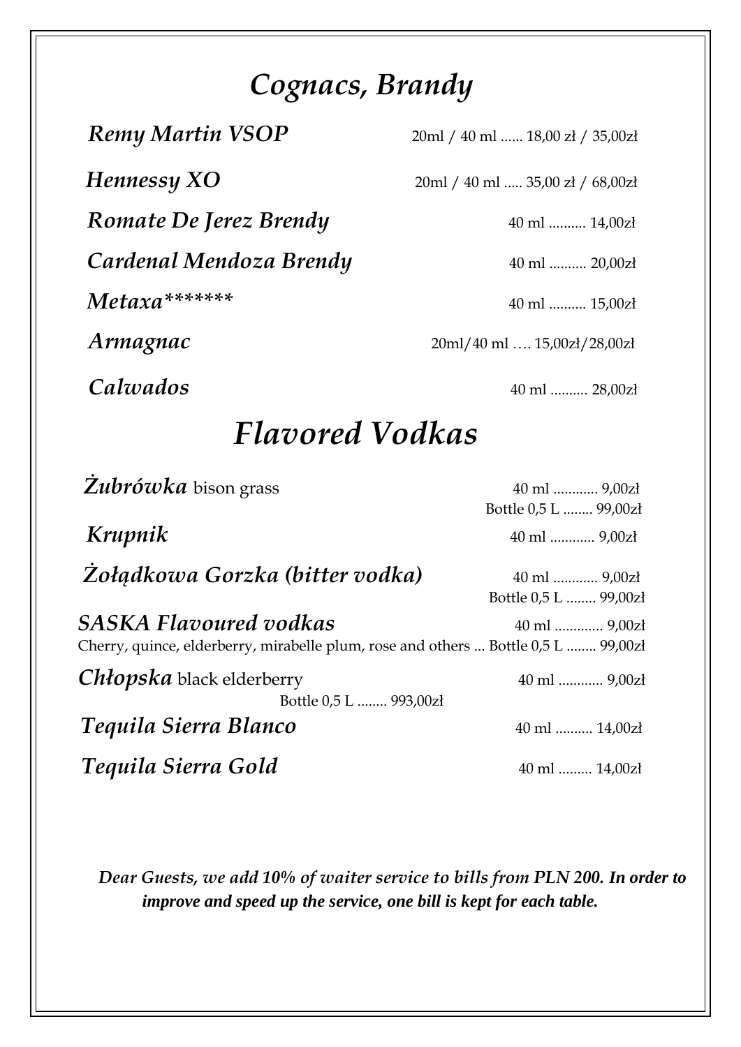# *Cognacs, Brandy*

***Remy Martin VSOP*** 20ml / 40 ml ...... 18,00 zł / 35,00zł

***Hennessy XO*** 20ml / 40 ml ..... 35,00 zł / 68,00zł

***Romate De Jerez Brendy*** 40 ml .......... 14,00zł

***Cardenal Mendoza Brendy*** 40 ml .......... 20,00zł

***Metaxa******** 40 ml .......... 15,00zł

***Armagnac*** 20ml/40 ml …. 15,00zł/28,00zł

***Calwados*** 40 ml .......... 28,00zł

# *Flavored Vodkas*

***Żubrówka*** bison grass 40 ml ............ 9,00zł
Bottle 0,5 L ........ 99,00zł

***Krupnik*** 40 ml ............ 9,00zł

***Żołądkowa Gorzka (bitter vodka)*** 40 ml ............ 9,00zł
Bottle 0,5 L ........ 99,00zł

***SASKA Flavoured vodkas*** 40 ml ............. 9,00zł
Cherry, quince, elderberry, mirabelle plum, rose and others ... Bottle 0,5 L ........ 99,00zł

***Chłopska*** black elderberry 40 ml ............ 9,00zł
Bottle 0,5 L ........ 993,00zł

***Tequila Sierra Blanco*** 40 ml .......... 14,00zł

***Tequila Sierra Gold*** 40 ml ......... 14,00zł

***Dear Guests, we add 10% of waiter service to bills from PLN 200. In order to improve and speed up the service, one bill is kept for each table.***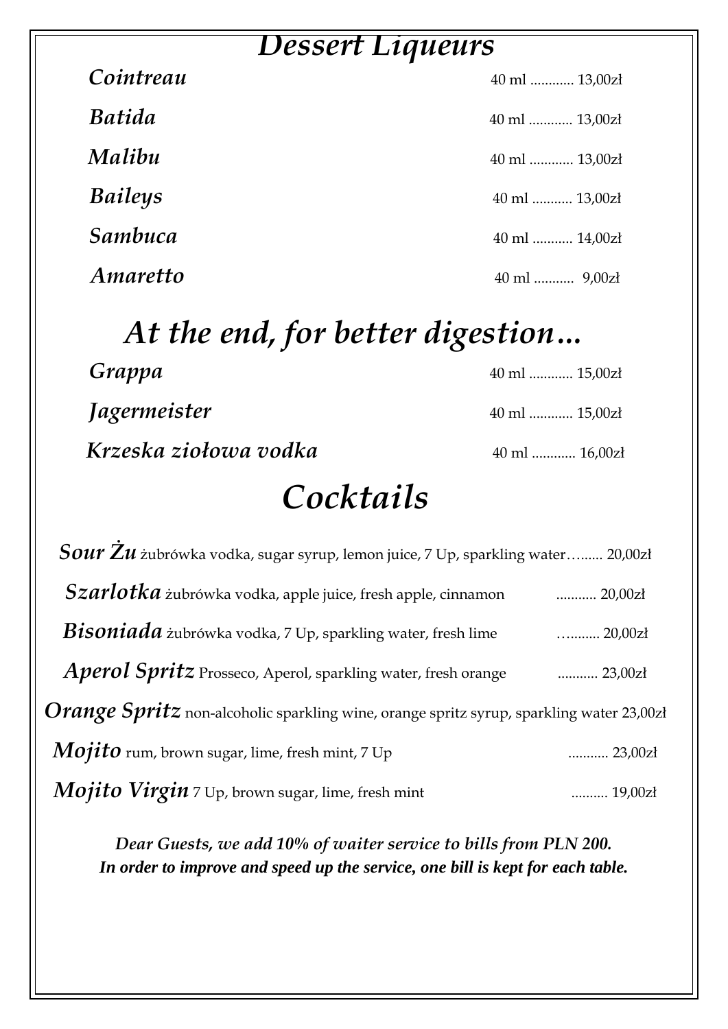# Dessert Liqueurs

***Cointreau*** 40 ml ............ 13,00zł

***Batida*** 40 ml ............ 13,00zł

***Malibu*** 40 ml ............ 13,00zł

***Baileys*** 40 ml ........... 13,00zł

***Sambuca*** 40 ml ........... 14,00zł

***Amaretto*** 40 ml ........... 9,00zł

# At the end, for better digestion…

***Grappa*** 40 ml ............ 15,00zł

***Jagermeister*** 40 ml ............ 15,00zł

***Krzeska ziołowa vodka*** 40 ml ............ 16,00zł

# Cocktails

***Sour Żu*** żubrówka vodka, sugar syrup, lemon juice, 7 Up, sparkling water…...... 20,00zł

***Szarlotka*** żubrówka vodka, apple juice, fresh apple, cinnamon ........... 20,00zł

***Bisoniada*** żubrówka vodka, 7 Up, sparkling water, fresh lime …........ 20,00zł

***Aperol Spritz*** Prosseco, Aperol, sparkling water, fresh orange ........... 23,00zł

***Orange Spritz*** non-alcoholic sparkling wine, orange spritz syrup, sparkling water 23,00zł

***Mojito*** rum, brown sugar, lime, fresh mint, 7 Up ........... 23,00zł

***Mojito Virgin*** 7 Up, brown sugar, lime, fresh mint .......... 19,00zł

***Dear Guests, we add 10% of waiter service to bills from PLN 200.***
***In order to improve and speed up the service, one bill is kept for each table.***